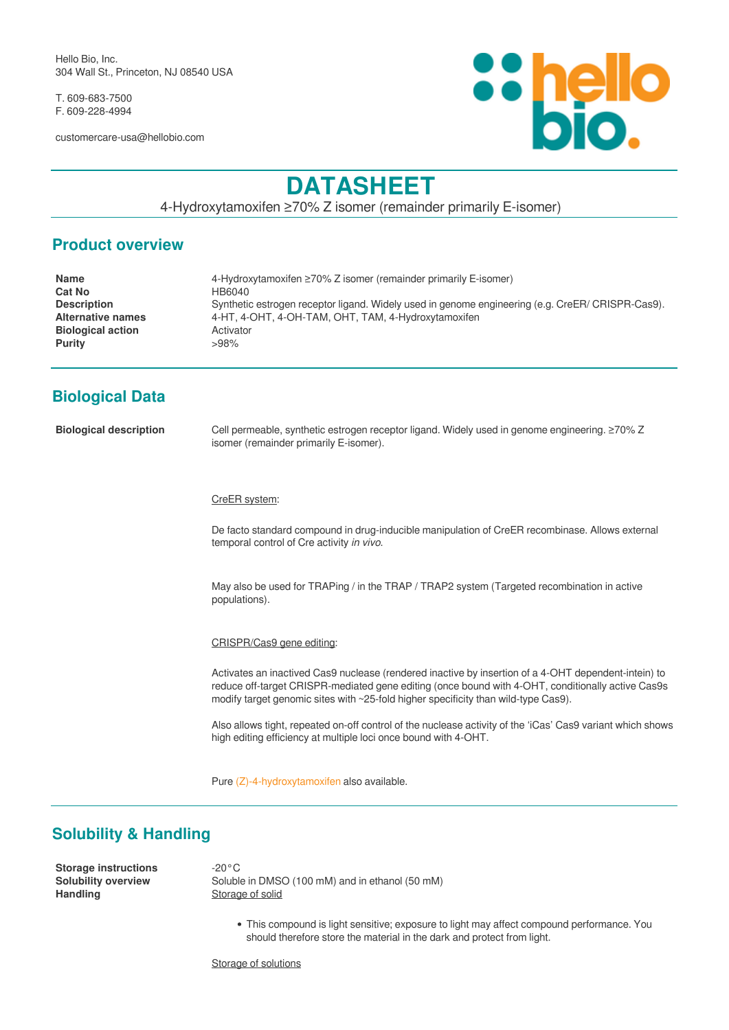Hello Bio, Inc.
304 Wall St., Princeton, NJ 08540 USA

T. 609-683-7500
F. 609-228-4994

customercare-usa@hellobio.com

# DATASHEET

4-Hydroxytamoxifen ≥70% Z isomer (remainder primarily E-isomer)

## Product overview

| | |
|---|---|
| **Name** | 4-Hydroxytamoxifen ≥70% Z isomer (remainder primarily E-isomer) |
| **Cat No** | HB6040 |
| **Description** | Synthetic estrogen receptor ligand. Widely used in genome engineering (e.g. CreER/ CRISPR-Cas9). |
| **Alternative names** | 4-HT, 4-OHT, 4-OH-TAM, OHT, TAM, 4-Hydroxytamoxifen |
| **Biological action** | Activator |
| **Purity** | >98% |

## Biological Data

**Biological description**

Cell permeable, synthetic estrogen receptor ligand. Widely used in genome engineering. ≥70% Z isomer (remainder primarily E-isomer).

CreER system:

De facto standard compound in drug-inducible manipulation of CreER recombinase. Allows external temporal control of Cre activity *in vivo.*

May also be used for TRAPing / in the TRAP / TRAP2 system (Targeted recombination in active populations).

CRISPR/Cas9 gene editing:

Activates an inactived Cas9 nuclease (rendered inactive by insertion of a 4-OHT dependent-intein) to reduce off-target CRISPR-mediated gene editing (once bound with 4-OHT, conditionally active Cas9s modify target genomic sites with ~25-fold higher specificity than wild-type Cas9).

Also allows tight, repeated on-off control of the nuclease activity of the 'iCas' Cas9 variant which shows high editing efficiency at multiple loci once bound with 4-OHT.

Pure (Z)-4-hydroxytamoxifen also available.

## Solubility & Handling

**Storage instructions** -20°C

**Solubility overview** Soluble in DMSO (100 mM) and in ethanol (50 mM)

**Handling**

Storage of solid

- This compound is light sensitive; exposure to light may affect compound performance. You should therefore store the material in the dark and protect from light.

Storage of solutions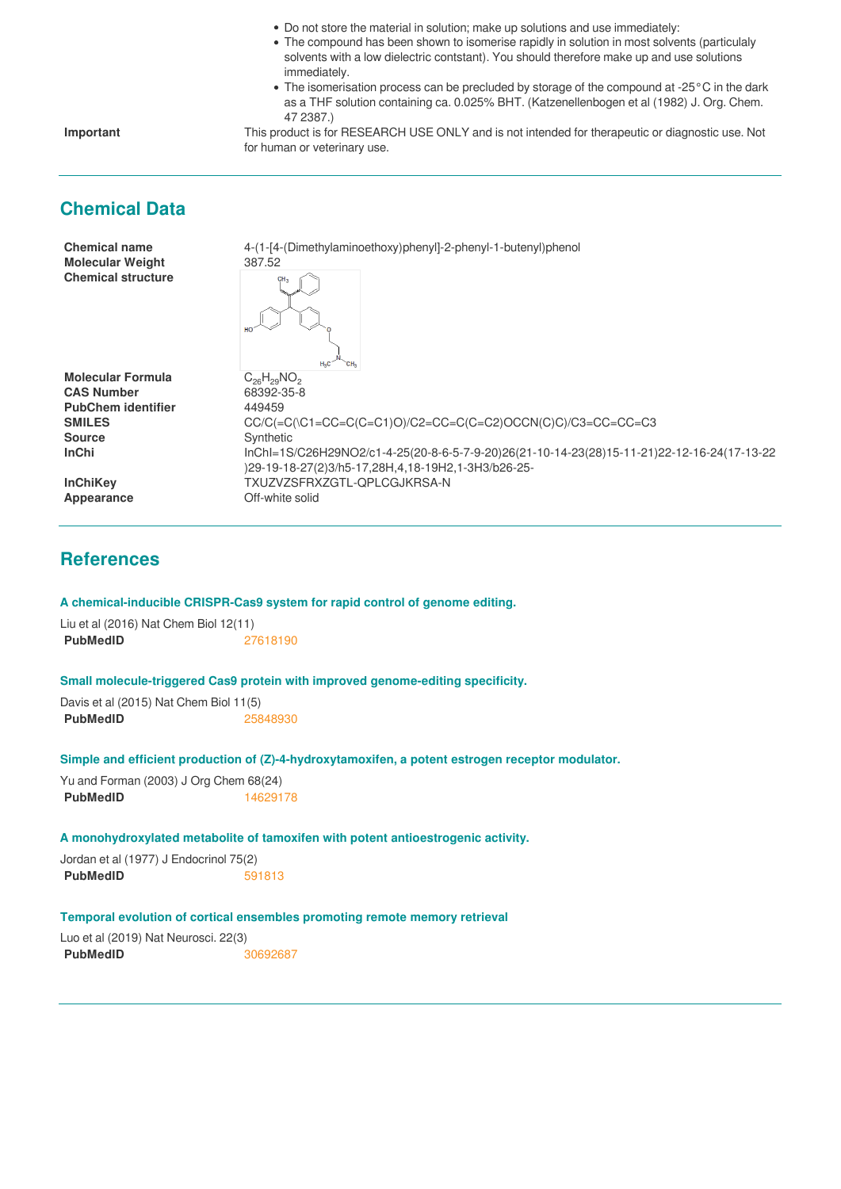- Do not store the material in solution; make up solutions and use immediately:
- The compound has been shown to isomerise rapidly in solution in most solvents (particulaly solvents with a low dielectric contstant). You should therefore make up and use solutions immediately.
- The isomerisation process can be precluded by storage of the compound at -25°C in the dark as a THF solution containing ca. 0.025% BHT. (Katzenellenbogen et al (1982) J. Org. Chem. 47 2387.)

**Important** This product is for RESEARCH USE ONLY and is not intended for therapeutic or diagnostic use. Not for human or veterinary use.

## Chemical Data

| | |
|---|---|
| **Chemical name** | 4-(1-[4-(Dimethylaminoethoxy)phenyl]-2-phenyl-1-butenyl)phenol |
| **Molecular Weight** | 387.52 |
| **Chemical structure** | |
| **Molecular Formula** | $C_{26}H_{29}NO_2$ |
| **CAS Number** | 68392-35-8 |
| **PubChem identifier** | 449459 |
| **SMILES** | CC/C(=C(\C1=CC=C(C=C1)O)/C2=CC=C(C=C2)OCCN(C)C)/C3=CC=CC=C3 |
| **Source** | Synthetic |
| **InChi** | InChI=1S/C26H29NO2/c1-4-25(20-8-6-5-7-9-20)26(21-10-14-23(28)15-11-21)22-12-16-24(17-13-22)29-19-18-27(2)3/h5-17,28H,4,18-19H2,1-3H3/b26-25- |
| **InChiKey** | TXUZVZSFRXZGTL-QPLCGJKRSA-N |
| **Appearance** | Off-white solid |

## References

### A chemical-inducible CRISPR-Cas9 system for rapid control of genome editing.

Liu et al (2016) Nat Chem Biol 12(11)
**PubMedID** 27618190

### Small molecule-triggered Cas9 protein with improved genome-editing specificity.

Davis et al (2015) Nat Chem Biol 11(5)
**PubMedID** 25848930

### Simple and efficient production of (Z)-4-hydroxytamoxifen, a potent estrogen receptor modulator.

Yu and Forman (2003) J Org Chem 68(24)
**PubMedID** 14629178

### A monohydroxylated metabolite of tamoxifen with potent antioestrogenic activity.

Jordan et al (1977) J Endocrinol 75(2)
**PubMedID** 591813

### Temporal evolution of cortical ensembles promoting remote memory retrieval

Luo et al (2019) Nat Neurosci. 22(3)
**PubMedID** 30692687